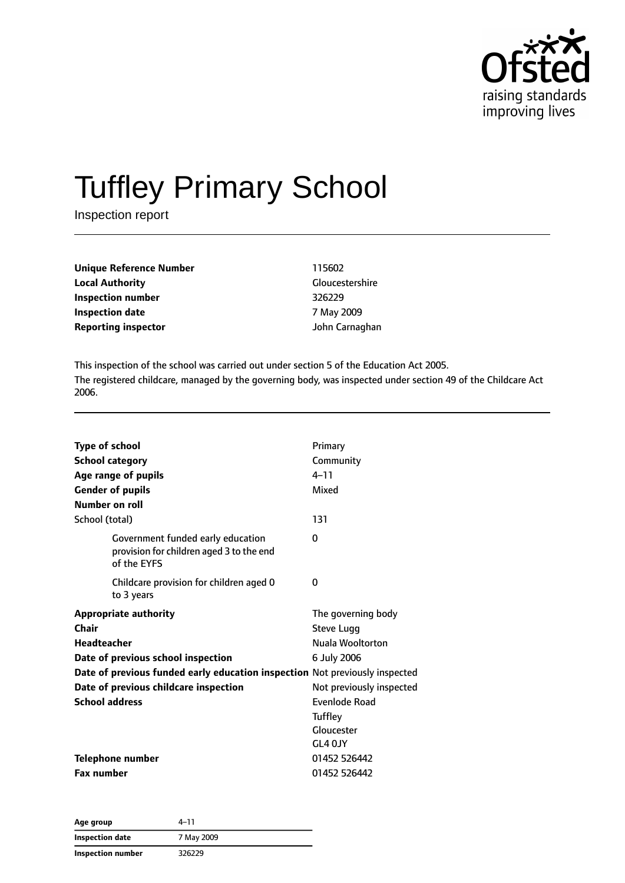# Tuffley Primary School

Inspection report

| | |
|---|---|
| **Unique Reference Number** | 115602 |
| **Local Authority** | Gloucestershire |
| **Inspection number** | 326229 |
| **Inspection date** | 7 May 2009 |
| **Reporting inspector** | John Carnaghan |

This inspection of the school was carried out under section 5 of the Education Act 2005.

The registered childcare, managed by the governing body, was inspected under section 49 of the Childcare Act 2006.

| | |
|---|---|
| **Type of school** | Primary |
| **School category** | Community |
| **Age range of pupils** | 4–11 |
| **Gender of pupils** | Mixed |
| **Number on roll** | |
| School (total) | 131 |
| Government funded early education provision for children aged 3 to the end of the EYFS | 0 |
| Childcare provision for children aged 0 to 3 years | 0 |
| **Appropriate authority** | The governing body |
| **Chair** | Steve Lugg |
| **Headteacher** | Nuala Wooltorton |
| **Date of previous school inspection** | 6 July 2006 |
| **Date of previous funded early education inspection** | Not previously inspected |
| **Date of previous childcare inspection** | Not previously inspected |
| **School address** | Evenlode Road<br>Tuffley<br>Gloucester<br>GL4 0JY |
| **Telephone number** | 01452 526442 |
| **Fax number** | 01452 526442 |

| **Age group** | 4–11 |
|---|---|
| **Inspection date** | 7 May 2009 |
| **Inspection number** | 326229 |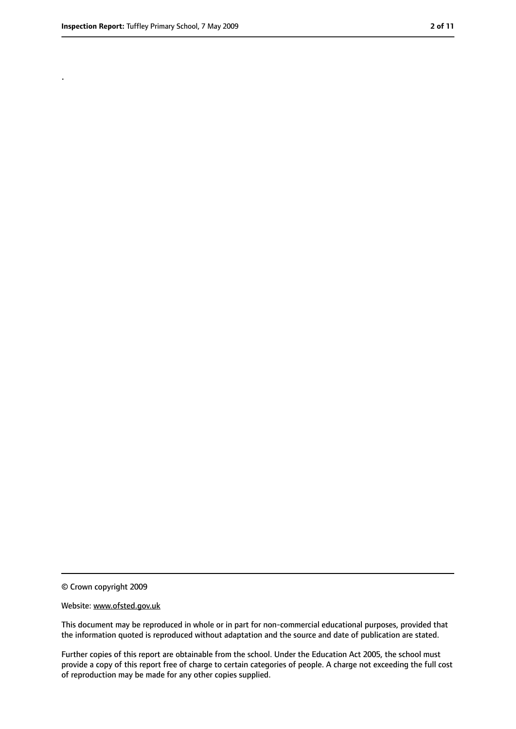.

© Crown copyright 2009

Website: www.ofsted.gov.uk

This document may be reproduced in whole or in part for non-commercial educational purposes, provided that the information quoted is reproduced without adaptation and the source and date of publication are stated.

Further copies of this report are obtainable from the school. Under the Education Act 2005, the school must provide a copy of this report free of charge to certain categories of people. A charge not exceeding the full cost of reproduction may be made for any other copies supplied.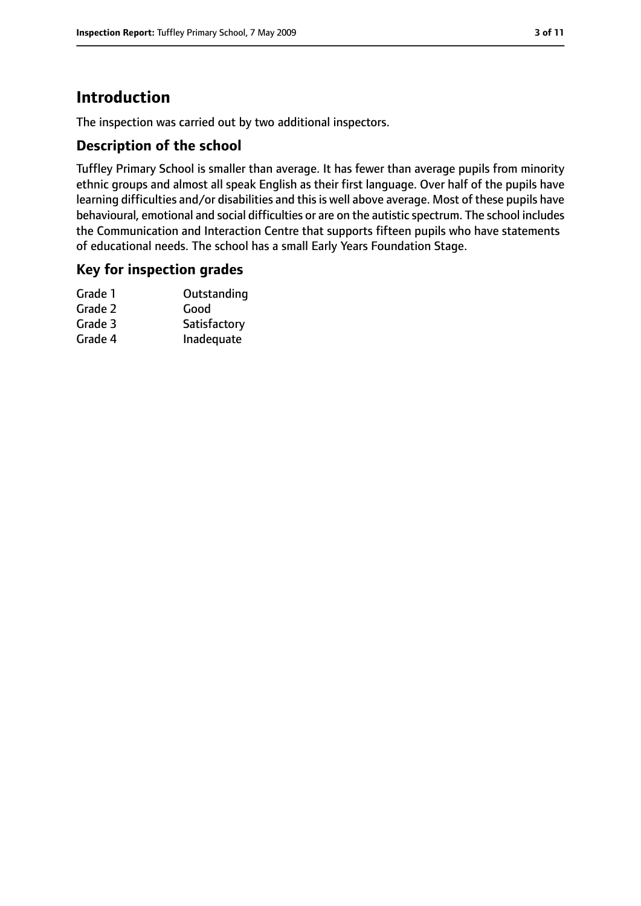# Introduction

The inspection was carried out by two additional inspectors.

## Description of the school

Tuffley Primary School is smaller than average. It has fewer than average pupils from minority ethnic groups and almost all speak English as their first language. Over half of the pupils have learning difficulties and/or disabilities and this is well above average. Most of these pupils have behavioural, emotional and social difficulties or are on the autistic spectrum. The school includes the Communication and Interaction Centre that supports fifteen pupils who have statements of educational needs. The school has a small Early Years Foundation Stage.

## Key for inspection grades

| | |
|---|---|
| Grade 1 | Outstanding |
| Grade 2 | Good |
| Grade 3 | Satisfactory |
| Grade 4 | Inadequate |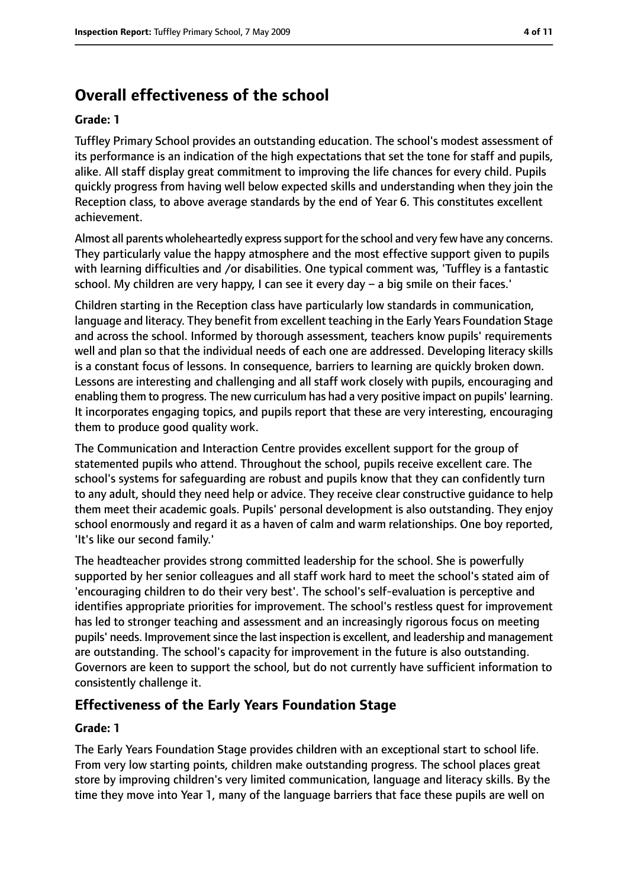## Overall effectiveness of the school

**Grade: 1**

Tuffley Primary School provides an outstanding education. The school's modest assessment of its performance is an indication of the high expectations that set the tone for staff and pupils, alike. All staff display great commitment to improving the life chances for every child. Pupils quickly progress from having well below expected skills and understanding when they join the Reception class, to above average standards by the end of Year 6. This constitutes excellent achievement.

Almost all parents wholeheartedly express support for the school and very few have any concerns. They particularly value the happy atmosphere and the most effective support given to pupils with learning difficulties and /or disabilities. One typical comment was, 'Tuffley is a fantastic school. My children are very happy, I can see it every day – a big smile on their faces.'

Children starting in the Reception class have particularly low standards in communication, language and literacy. They benefit from excellent teaching in the Early Years Foundation Stage and across the school. Informed by thorough assessment, teachers know pupils' requirements well and plan so that the individual needs of each one are addressed. Developing literacy skills is a constant focus of lessons. In consequence, barriers to learning are quickly broken down. Lessons are interesting and challenging and all staff work closely with pupils, encouraging and enabling them to progress. The new curriculum has had a very positive impact on pupils' learning. It incorporates engaging topics, and pupils report that these are very interesting, encouraging them to produce good quality work.

The Communication and Interaction Centre provides excellent support for the group of statemented pupils who attend. Throughout the school, pupils receive excellent care. The school's systems for safeguarding are robust and pupils know that they can confidently turn to any adult, should they need help or advice. They receive clear constructive guidance to help them meet their academic goals. Pupils' personal development is also outstanding. They enjoy school enormously and regard it as a haven of calm and warm relationships. One boy reported, 'It's like our second family.'

The headteacher provides strong committed leadership for the school. She is powerfully supported by her senior colleagues and all staff work hard to meet the school's stated aim of 'encouraging children to do their very best'. The school's self-evaluation is perceptive and identifies appropriate priorities for improvement. The school's restless quest for improvement has led to stronger teaching and assessment and an increasingly rigorous focus on meeting pupils' needs. Improvement since the last inspection is excellent, and leadership and management are outstanding. The school's capacity for improvement in the future is also outstanding. Governors are keen to support the school, but do not currently have sufficient information to consistently challenge it.

### Effectiveness of the Early Years Foundation Stage

**Grade: 1**

The Early Years Foundation Stage provides children with an exceptional start to school life. From very low starting points, children make outstanding progress. The school places great store by improving children's very limited communication, language and literacy skills. By the time they move into Year 1, many of the language barriers that face these pupils are well on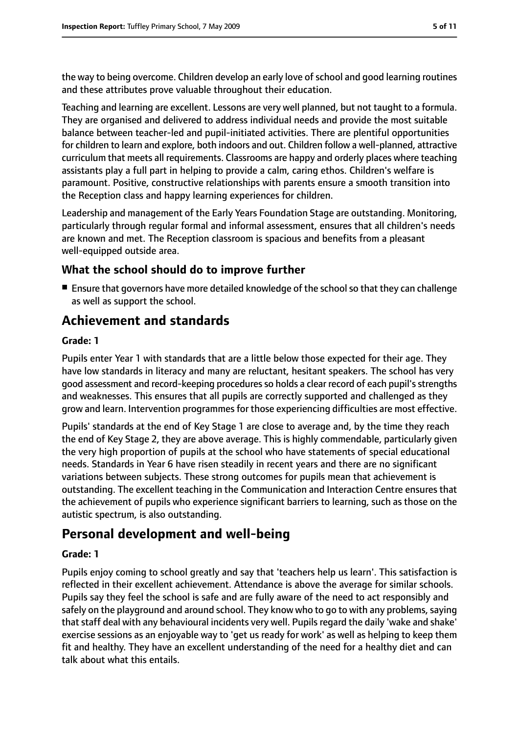the way to being overcome. Children develop an early love of school and good learning routines and these attributes prove valuable throughout their education.

Teaching and learning are excellent. Lessons are very well planned, but not taught to a formula. They are organised and delivered to address individual needs and provide the most suitable balance between teacher-led and pupil-initiated activities. There are plentiful opportunities for children to learn and explore, both indoors and out. Children follow a well-planned, attractive curriculum that meets all requirements. Classrooms are happy and orderly places where teaching assistants play a full part in helping to provide a calm, caring ethos. Children's welfare is paramount. Positive, constructive relationships with parents ensure a smooth transition into the Reception class and happy learning experiences for children.

Leadership and management of the Early Years Foundation Stage are outstanding. Monitoring, particularly through regular formal and informal assessment, ensures that all children's needs are known and met. The Reception classroom is spacious and benefits from a pleasant well-equipped outside area.

### What the school should do to improve further

- Ensure that governors have more detailed knowledge of the school so that they can challenge as well as support the school.

## Achievement and standards

**Grade: 1**

Pupils enter Year 1 with standards that are a little below those expected for their age. They have low standards in literacy and many are reluctant, hesitant speakers. The school has very good assessment and record-keeping procedures so holds a clear record of each pupil's strengths and weaknesses. This ensures that all pupils are correctly supported and challenged as they grow and learn. Intervention programmes for those experiencing difficulties are most effective.

Pupils' standards at the end of Key Stage 1 are close to average and, by the time they reach the end of Key Stage 2, they are above average. This is highly commendable, particularly given the very high proportion of pupils at the school who have statements of special educational needs. Standards in Year 6 have risen steadily in recent years and there are no significant variations between subjects. These strong outcomes for pupils mean that achievement is outstanding. The excellent teaching in the Communication and Interaction Centre ensures that the achievement of pupils who experience significant barriers to learning, such as those on the autistic spectrum, is also outstanding.

## Personal development and well-being

**Grade: 1**

Pupils enjoy coming to school greatly and say that 'teachers help us learn'. This satisfaction is reflected in their excellent achievement. Attendance is above the average for similar schools. Pupils say they feel the school is safe and are fully aware of the need to act responsibly and safely on the playground and around school. They know who to go to with any problems, saying that staff deal with any behavioural incidents very well. Pupils regard the daily 'wake and shake' exercise sessions as an enjoyable way to 'get us ready for work' as well as helping to keep them fit and healthy. They have an excellent understanding of the need for a healthy diet and can talk about what this entails.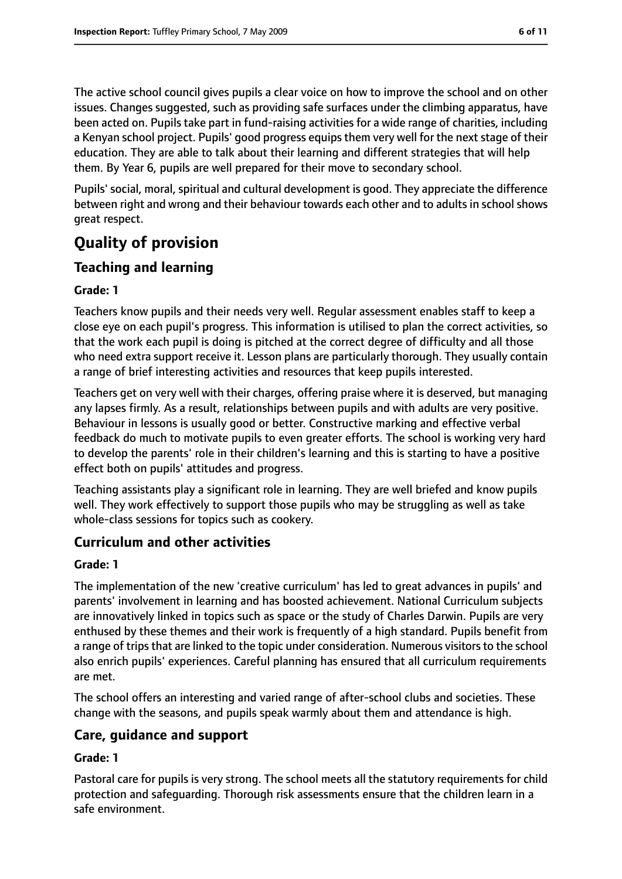The active school council gives pupils a clear voice on how to improve the school and on other issues. Changes suggested, such as providing safe surfaces under the climbing apparatus, have been acted on. Pupils take part in fund-raising activities for a wide range of charities, including a Kenyan school project. Pupils' good progress equips them very well for the next stage of their education. They are able to talk about their learning and different strategies that will help them. By Year 6, pupils are well prepared for their move to secondary school.

Pupils' social, moral, spiritual and cultural development is good. They appreciate the difference between right and wrong and their behaviour towards each other and to adults in school shows great respect.

# Quality of provision

## Teaching and learning

**Grade: 1**

Teachers know pupils and their needs very well. Regular assessment enables staff to keep a close eye on each pupil's progress. This information is utilised to plan the correct activities, so that the work each pupil is doing is pitched at the correct degree of difficulty and all those who need extra support receive it. Lesson plans are particularly thorough. They usually contain a range of brief interesting activities and resources that keep pupils interested.

Teachers get on very well with their charges, offering praise where it is deserved, but managing any lapses firmly. As a result, relationships between pupils and with adults are very positive. Behaviour in lessons is usually good or better. Constructive marking and effective verbal feedback do much to motivate pupils to even greater efforts. The school is working very hard to develop the parents' role in their children's learning and this is starting to have a positive effect both on pupils' attitudes and progress.

Teaching assistants play a significant role in learning. They are well briefed and know pupils well. They work effectively to support those pupils who may be struggling as well as take whole-class sessions for topics such as cookery.

## Curriculum and other activities

**Grade: 1**

The implementation of the new 'creative curriculum' has led to great advances in pupils' and parents' involvement in learning and has boosted achievement. National Curriculum subjects are innovatively linked in topics such as space or the study of Charles Darwin. Pupils are very enthused by these themes and their work is frequently of a high standard. Pupils benefit from a range of trips that are linked to the topic under consideration. Numerous visitors to the school also enrich pupils' experiences. Careful planning has ensured that all curriculum requirements are met.

The school offers an interesting and varied range of after-school clubs and societies. These change with the seasons, and pupils speak warmly about them and attendance is high.

## Care, guidance and support

**Grade: 1**

Pastoral care for pupils is very strong. The school meets all the statutory requirements for child protection and safeguarding. Thorough risk assessments ensure that the children learn in a safe environment.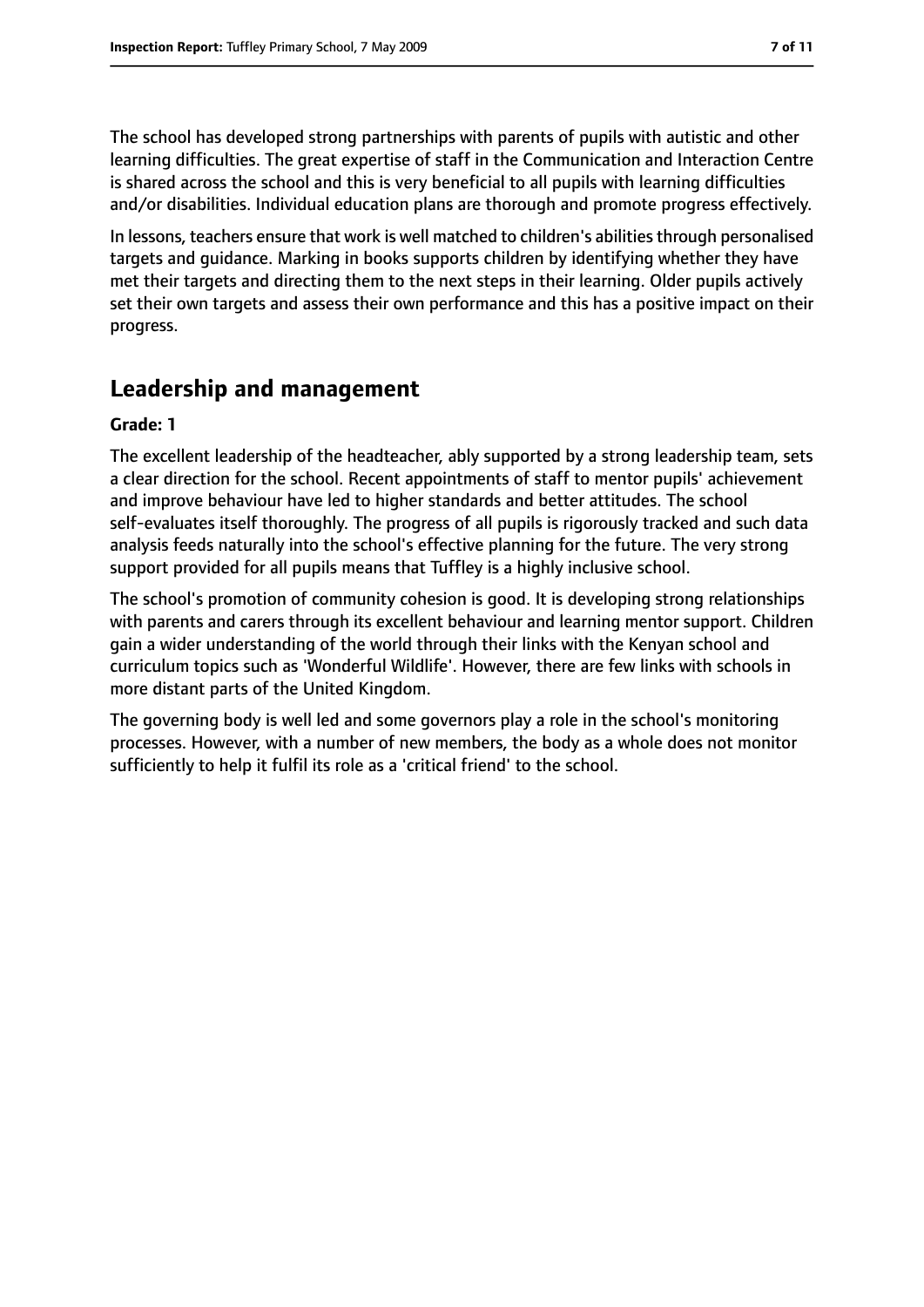The school has developed strong partnerships with parents of pupils with autistic and other learning difficulties. The great expertise of staff in the Communication and Interaction Centre is shared across the school and this is very beneficial to all pupils with learning difficulties and/or disabilities. Individual education plans are thorough and promote progress effectively.

In lessons, teachers ensure that work is well matched to children's abilities through personalised targets and guidance. Marking in books supports children by identifying whether they have met their targets and directing them to the next steps in their learning. Older pupils actively set their own targets and assess their own performance and this has a positive impact on their progress.

## Leadership and management

**Grade: 1**

The excellent leadership of the headteacher, ably supported by a strong leadership team, sets a clear direction for the school. Recent appointments of staff to mentor pupils' achievement and improve behaviour have led to higher standards and better attitudes. The school self-evaluates itself thoroughly. The progress of all pupils is rigorously tracked and such data analysis feeds naturally into the school's effective planning for the future. The very strong support provided for all pupils means that Tuffley is a highly inclusive school.

The school's promotion of community cohesion is good. It is developing strong relationships with parents and carers through its excellent behaviour and learning mentor support. Children gain a wider understanding of the world through their links with the Kenyan school and curriculum topics such as 'Wonderful Wildlife'. However, there are few links with schools in more distant parts of the United Kingdom.

The governing body is well led and some governors play a role in the school's monitoring processes. However, with a number of new members, the body as a whole does not monitor sufficiently to help it fulfil its role as a 'critical friend' to the school.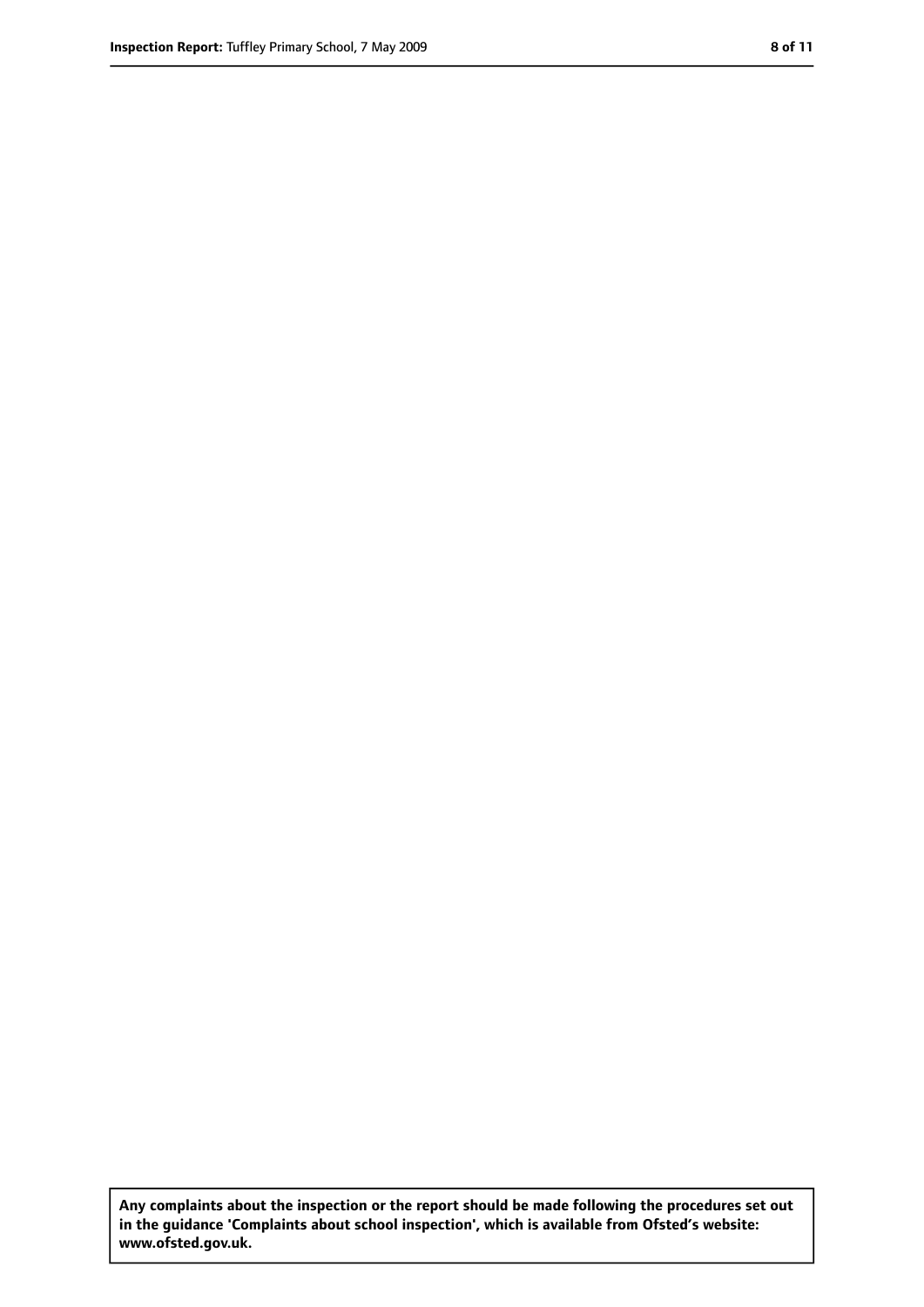**Any complaints about the inspection or the report should be made following the procedures set out in the guidance 'Complaints about school inspection', which is available from Ofsted's website: www.ofsted.gov.uk.**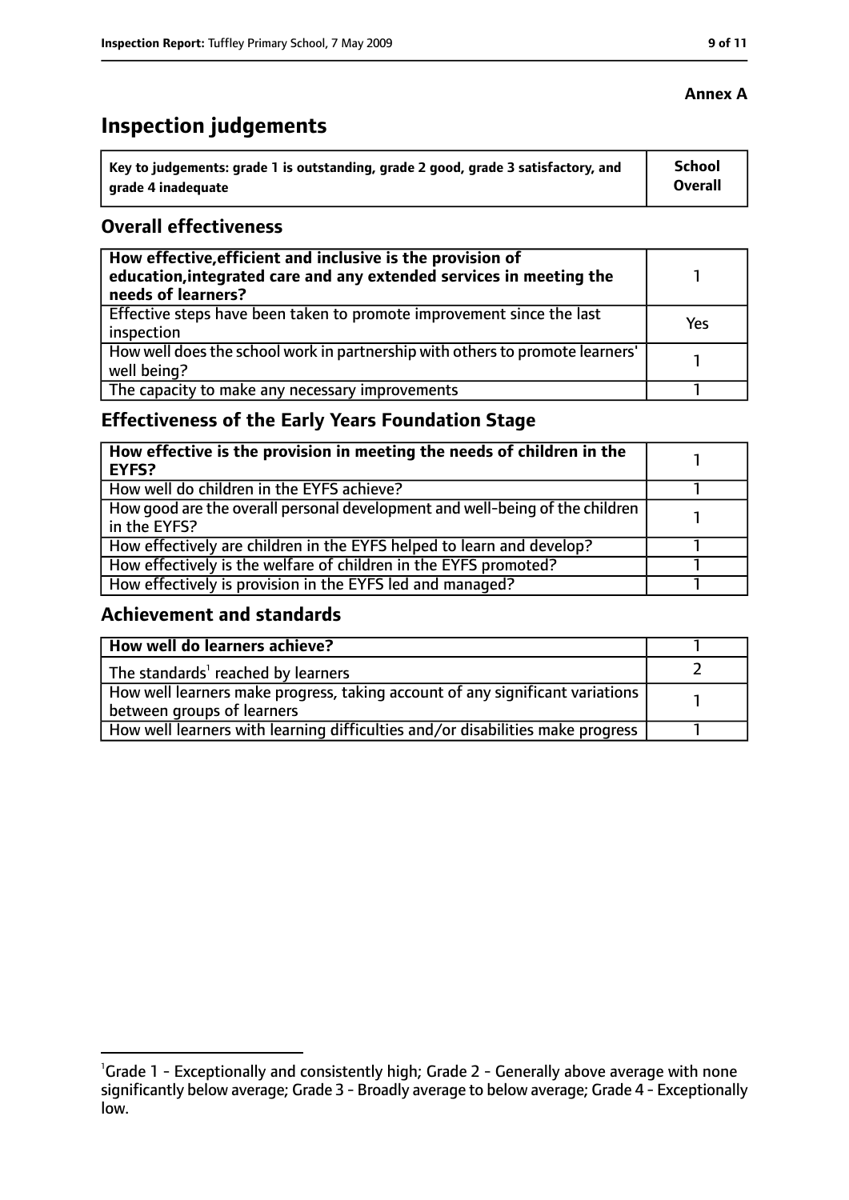**Annex A**

# Inspection judgements

| Key to judgements: grade 1 is outstanding, grade 2 good, grade 3 satisfactory, and grade 4 inadequate | School Overall |
|---|---|

## Overall effectiveness

| | |
|---|---|
| **How effective, efficient and inclusive is the provision of education, integrated care and any extended services in meeting the needs of learners?** | 1 |
| Effective steps have been taken to promote improvement since the last inspection | Yes |
| How well does the school work in partnership with others to promote learners' well being? | 1 |
| The capacity to make any necessary improvements | 1 |

## Effectiveness of the Early Years Foundation Stage

| | |
|---|---|
| **How effective is the provision in meeting the needs of children in the EYFS?** | 1 |
| How well do children in the EYFS achieve? | 1 |
| How good are the overall personal development and well-being of the children in the EYFS? | 1 |
| How effectively are children in the EYFS helped to learn and develop? | 1 |
| How effectively is the welfare of children in the EYFS promoted? | 1 |
| How effectively is provision in the EYFS led and managed? | 1 |

## Achievement and standards

| | |
|---|---|
| **How well do learners achieve?** | 1 |
| The standards[1] reached by learners | 2 |
| How well learners make progress, taking account of any significant variations between groups of learners | 1 |
| How well learners with learning difficulties and/or disabilities make progress | 1 |

[1]Grade 1 - Exceptionally and consistently high; Grade 2 - Generally above average with none significantly below average; Grade 3 - Broadly average to below average; Grade 4 - Exceptionally low.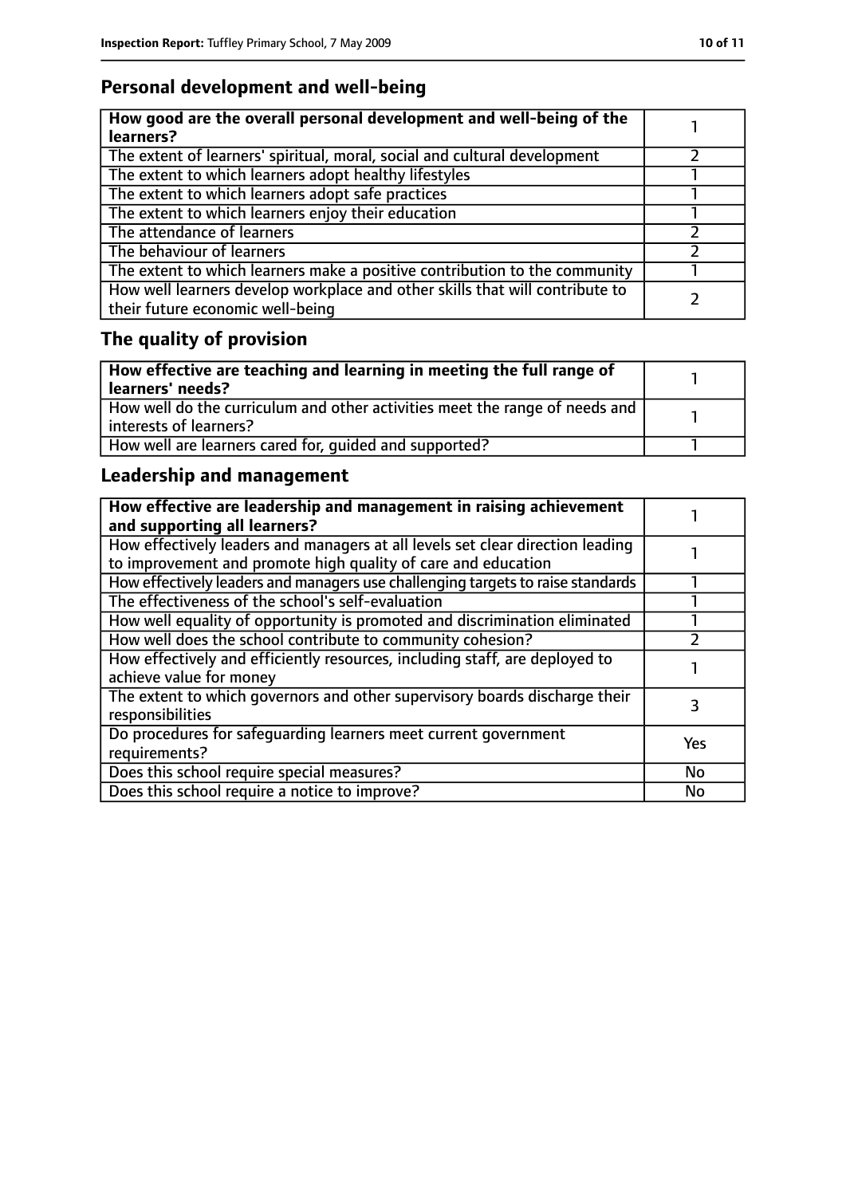## Personal development and well-being

| How good are the overall personal development and well-being of the learners? | 1 |
|---|---|
| The extent of learners' spiritual, moral, social and cultural development | 2 |
| The extent to which learners adopt healthy lifestyles | 1 |
| The extent to which learners adopt safe practices | 1 |
| The extent to which learners enjoy their education | 1 |
| The attendance of learners | 2 |
| The behaviour of learners | 2 |
| The extent to which learners make a positive contribution to the community | 1 |
| How well learners develop workplace and other skills that will contribute to their future economic well-being | 2 |

## The quality of provision

| How effective are teaching and learning in meeting the full range of learners' needs? | 1 |
|---|---|
| How well do the curriculum and other activities meet the range of needs and interests of learners? | 1 |
| How well are learners cared for, guided and supported? | 1 |

## Leadership and management

| How effective are leadership and management in raising achievement and supporting all learners? | 1 |
|---|---|
| How effectively leaders and managers at all levels set clear direction leading to improvement and promote high quality of care and education | 1 |
| How effectively leaders and managers use challenging targets to raise standards | 1 |
| The effectiveness of the school's self-evaluation | 1 |
| How well equality of opportunity is promoted and discrimination eliminated | 1 |
| How well does the school contribute to community cohesion? | 2 |
| How effectively and efficiently resources, including staff, are deployed to achieve value for money | 1 |
| The extent to which governors and other supervisory boards discharge their responsibilities | 3 |
| Do procedures for safeguarding learners meet current government requirements? | Yes |
| Does this school require special measures? | No |
| Does this school require a notice to improve? | No |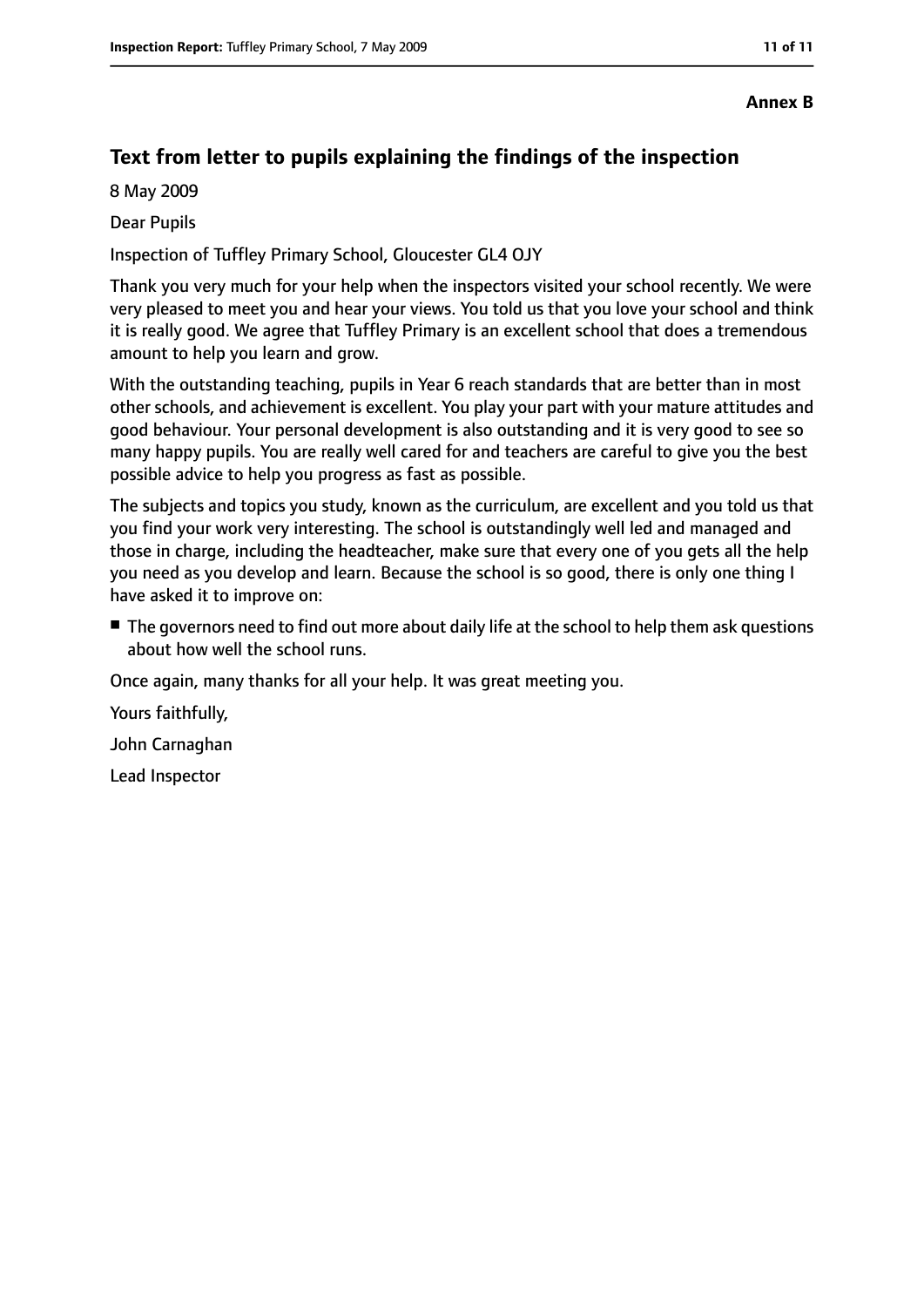**Annex B**

## Text from letter to pupils explaining the findings of the inspection

8 May 2009

Dear Pupils

Inspection of Tuffley Primary School, Gloucester GL4 OJY

Thank you very much for your help when the inspectors visited your school recently. We were very pleased to meet you and hear your views. You told us that you love your school and think it is really good. We agree that Tuffley Primary is an excellent school that does a tremendous amount to help you learn and grow.

With the outstanding teaching, pupils in Year 6 reach standards that are better than in most other schools, and achievement is excellent. You play your part with your mature attitudes and good behaviour. Your personal development is also outstanding and it is very good to see so many happy pupils. You are really well cared for and teachers are careful to give you the best possible advice to help you progress as fast as possible.

The subjects and topics you study, known as the curriculum, are excellent and you told us that you find your work very interesting. The school is outstandingly well led and managed and those in charge, including the headteacher, make sure that every one of you gets all the help you need as you develop and learn. Because the school is so good, there is only one thing I have asked it to improve on:

- The governors need to find out more about daily life at the school to help them ask questions about how well the school runs.

Once again, many thanks for all your help. It was great meeting you.

Yours faithfully,

John Carnaghan

Lead Inspector